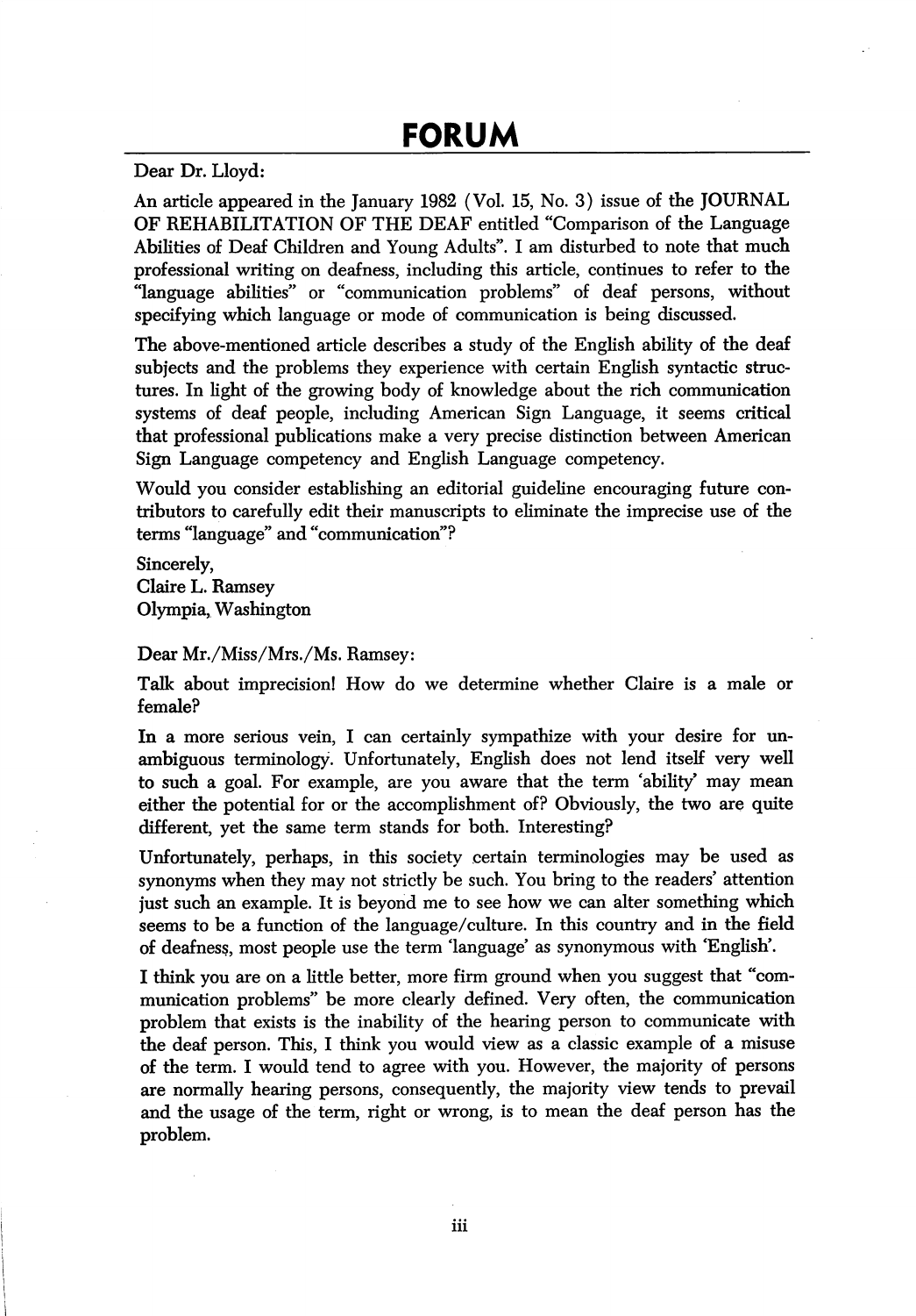# FORUM

Dear Dr. Lloyd:

An article appeared in the January 1982 (Vol. 15, No. 3) issue of the JOURNAL OF REHABILITATION OF THE DEAF entitled "Comparison of the Language Abilities of Deaf Children and Young Adults". I am disturbed to note that much professional writing on deafness, including this article, continues to refer to the "language abilities" or "communication problems" of deaf persons, without specifying which language or mode of communication is being discussed.

The above-mentioned article describes a study of the English ability of the deaf subjects and the problems they experience with certain English syntactic structures. In light of the growing body of knowledge about the rich communication systems of deaf people, including American Sign Language, it seems critical that professional publications make a very precise distinction between American Sign Language competency and English Language competency.

Would you consider establishing an editorial guideline encouraging future contributors to carefully edit their manuscripts to eliminate the imprecise use of the terms "language" and "communication"?

Sincerely,
Claire L. Ramsey
Olympia, Washington

Dear Mr./Miss/Mrs./Ms. Ramsey:

Talk about imprecision! How do we determine whether Claire is a male or female?

In a more serious vein, I can certainly sympathize with your desire for unambiguous terminology. Unfortunately, English does not lend itself very well to such a goal. For example, are you aware that the term 'ability' may mean either the potential for or the accomplishment of? Obviously, the two are quite different, yet the same term stands for both. Interesting?

Unfortunately, perhaps, in this society certain terminologies may be used as synonyms when they may not strictly be such. You bring to the readers' attention just such an example. It is beyond me to see how we can alter something which seems to be a function of the language/culture. In this country and in the field of deafness, most people use the term 'language' as synonymous with 'English'.

I think you are on a little better, more firm ground when you suggest that "communication problems" be more clearly defined. Very often, the communication problem that exists is the inability of the hearing person to communicate with the deaf person. This, I think you would view as a classic example of a misuse of the term. I would tend to agree with you. However, the majority of persons are normally hearing persons, consequently, the majority view tends to prevail and the usage of the term, right or wrong, is to mean the deaf person has the problem.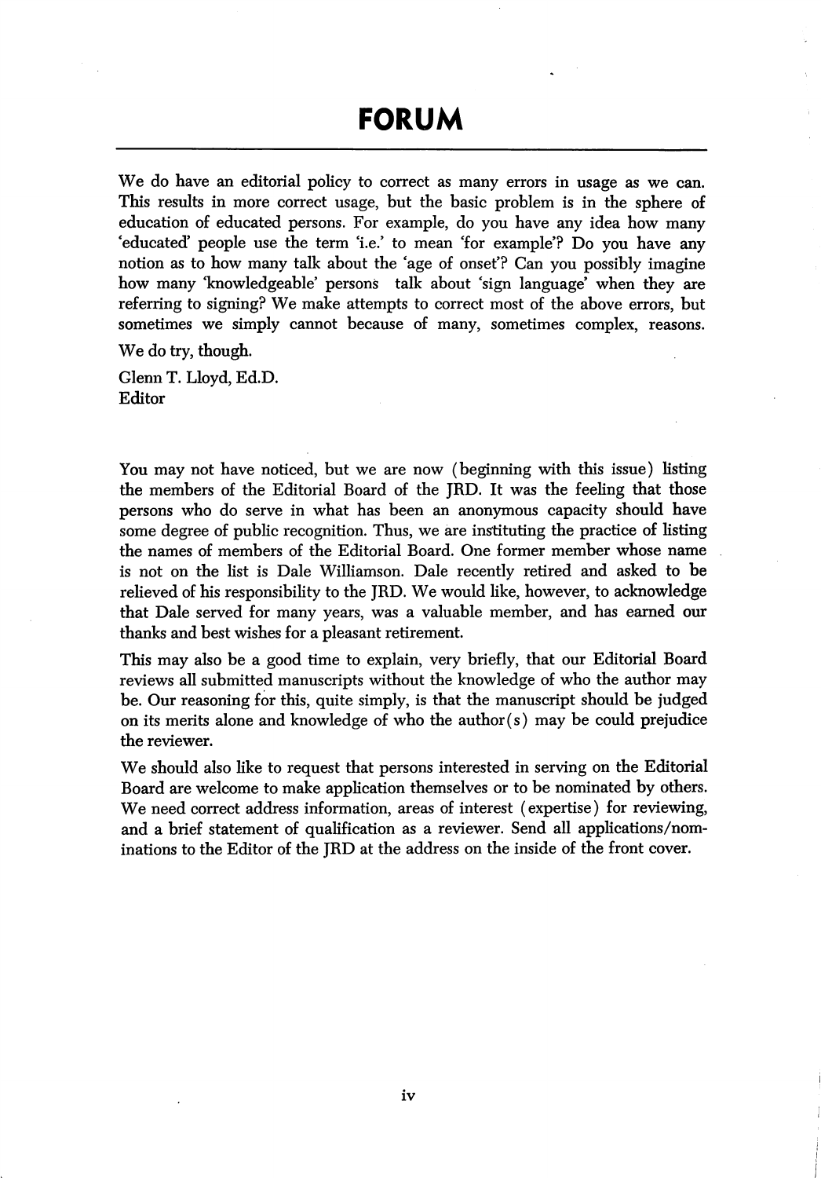# FORUM

We do have an editorial policy to correct as many errors in usage as we can. This results in more correct usage, but the basic problem is in the sphere of education of educated persons. For example, do you have any idea how many 'educated' people use the term 'i.e.' to mean 'for example'? Do you have any notion as to how many talk about the 'age of onset'? Can you possibly imagine how many 'knowledgeable' persons talk about 'sign language' when they are referring to signing? We make attempts to correct most of the above errors, but sometimes we simply cannot because of many, sometimes complex, reasons.

We do try, though.

Glenn T. Lloyd, Ed.D.
Editor

You may not have noticed, but we are now (beginning with this issue) listing the members of the Editorial Board of the JRD. It was the feeling that those persons who do serve in what has been an anonymous capacity should have some degree of public recognition. Thus, we are instituting the practice of listing the names of members of the Editorial Board. One former member whose name is not on the list is Dale Williamson. Dale recently retired and asked to be relieved of his responsibility to the JRD. We would like, however, to acknowledge that Dale served for many years, was a valuable member, and has earned our thanks and best wishes for a pleasant retirement.

This may also be a good time to explain, very briefly, that our Editorial Board reviews all submitted manuscripts without the knowledge of who the author may be. Our reasoning for this, quite simply, is that the manuscript should be judged on its merits alone and knowledge of who the author(s) may be could prejudice the reviewer.

We should also like to request that persons interested in serving on the Editorial Board are welcome to make application themselves or to be nominated by others. We need correct address information, areas of interest (expertise) for reviewing, and a brief statement of qualification as a reviewer. Send all applications/nominations to the Editor of the JRD at the address on the inside of the front cover.